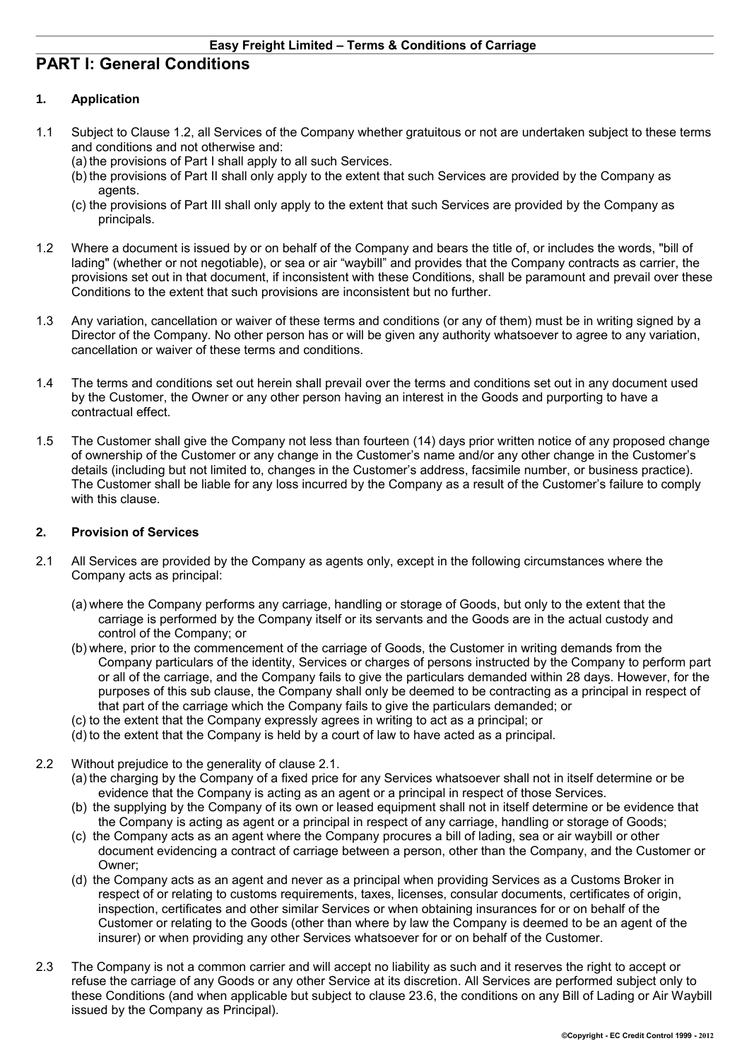# PART I: General Conditions

### 1. Application

1.1 Subject to Clause 1.2, all Services of the Company whether gratuitous or not are undertaken subject to these terms and conditions and not otherwise and:

(a) the provisions of Part I shall apply to all such Services.
(b) the provisions of Part II shall only apply to the extent that such Services are provided by the Company as agents.
(c) the provisions of Part III shall only apply to the extent that such Services are provided by the Company as principals.

1.2 Where a document is issued by or on behalf of the Company and bears the title of, or includes the words, "bill of lading" (whether or not negotiable), or sea or air "waybill" and provides that the Company contracts as carrier, the provisions set out in that document, if inconsistent with these Conditions, shall be paramount and prevail over these Conditions to the extent that such provisions are inconsistent but no further.

1.3 Any variation, cancellation or waiver of these terms and conditions (or any of them) must be in writing signed by a Director of the Company. No other person has or will be given any authority whatsoever to agree to any variation, cancellation or waiver of these terms and conditions.

1.4 The terms and conditions set out herein shall prevail over the terms and conditions set out in any document used by the Customer, the Owner or any other person having an interest in the Goods and purporting to have a contractual effect.

1.5 The Customer shall give the Company not less than fourteen (14) days prior written notice of any proposed change of ownership of the Customer or any change in the Customer's name and/or any other change in the Customer's details (including but not limited to, changes in the Customer's address, facsimile number, or business practice). The Customer shall be liable for any loss incurred by the Company as a result of the Customer's failure to comply with this clause.

### 2. Provision of Services

2.1 All Services are provided by the Company as agents only, except in the following circumstances where the Company acts as principal:

(a) where the Company performs any carriage, handling or storage of Goods, but only to the extent that the carriage is performed by the Company itself or its servants and the Goods are in the actual custody and control of the Company; or
(b) where, prior to the commencement of the carriage of Goods, the Customer in writing demands from the Company particulars of the identity, Services or charges of persons instructed by the Company to perform part or all of the carriage, and the Company fails to give the particulars demanded within 28 days. However, for the purposes of this sub clause, the Company shall only be deemed to be contracting as a principal in respect of that part of the carriage which the Company fails to give the particulars demanded; or
(c) to the extent that the Company expressly agrees in writing to act as a principal; or
(d) to the extent that the Company is held by a court of law to have acted as a principal.

2.2 Without prejudice to the generality of clause 2.1.

(a) the charging by the Company of a fixed price for any Services whatsoever shall not in itself determine or be evidence that the Company is acting as an agent or a principal in respect of those Services.
(b) the supplying by the Company of its own or leased equipment shall not in itself determine or be evidence that the Company is acting as agent or a principal in respect of any carriage, handling or storage of Goods;
(c) the Company acts as an agent where the Company procures a bill of lading, sea or air waybill or other document evidencing a contract of carriage between a person, other than the Company, and the Customer or Owner;
(d) the Company acts as an agent and never as a principal when providing Services as a Customs Broker in respect of or relating to customs requirements, taxes, licenses, consular documents, certificates of origin, inspection, certificates and other similar Services or when obtaining insurances for or on behalf of the Customer or relating to the Goods (other than where by law the Company is deemed to be an agent of the insurer) or when providing any other Services whatsoever for or on behalf of the Customer.

2.3 The Company is not a common carrier and will accept no liability as such and it reserves the right to accept or refuse the carriage of any Goods or any other Service at its discretion. All Services are performed subject only to these Conditions (and when applicable but subject to clause 23.6, the conditions on any Bill of Lading or Air Waybill issued by the Company as Principal).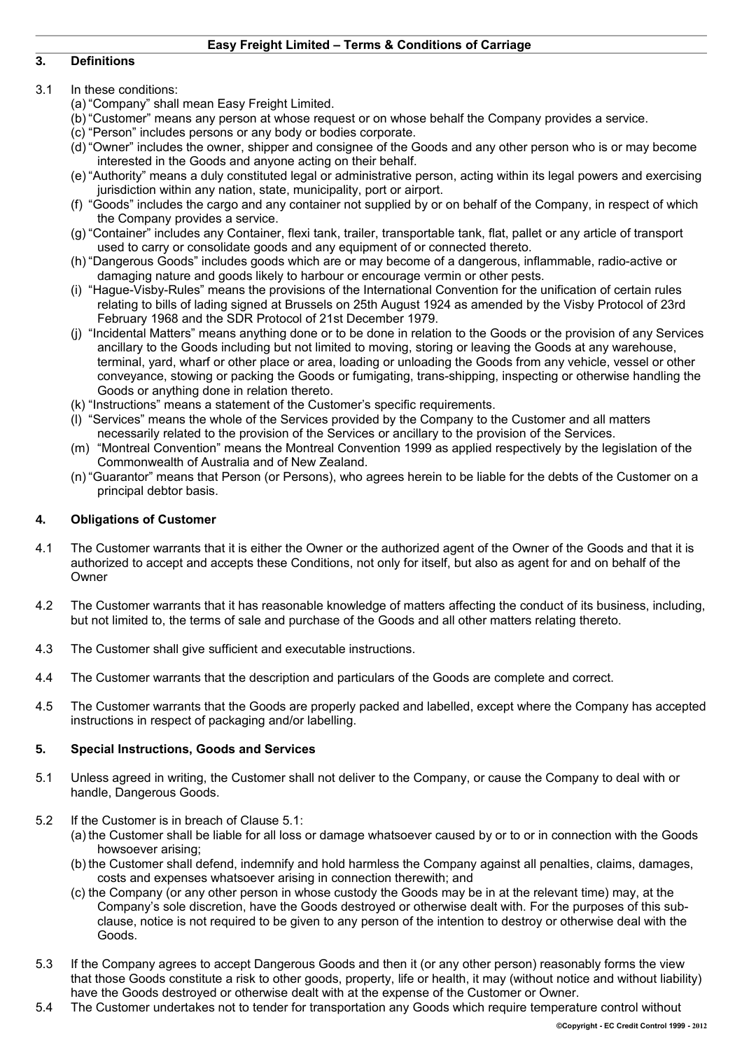## 3. Definitions

3.1 In these conditions:

(a) "Company" shall mean Easy Freight Limited.

(b) "Customer" means any person at whose request or on whose behalf the Company provides a service.

(c) "Person" includes persons or any body or bodies corporate.

(d) "Owner" includes the owner, shipper and consignee of the Goods and any other person who is or may become interested in the Goods and anyone acting on their behalf.

(e) "Authority" means a duly constituted legal or administrative person, acting within its legal powers and exercising jurisdiction within any nation, state, municipality, port or airport.

(f) "Goods" includes the cargo and any container not supplied by or on behalf of the Company, in respect of which the Company provides a service.

(g) "Container" includes any Container, flexi tank, trailer, transportable tank, flat, pallet or any article of transport used to carry or consolidate goods and any equipment of or connected thereto.

(h) "Dangerous Goods" includes goods which are or may become of a dangerous, inflammable, radio-active or damaging nature and goods likely to harbour or encourage vermin or other pests.

(i) "Hague-Visby-Rules" means the provisions of the International Convention for the unification of certain rules relating to bills of lading signed at Brussels on 25th August 1924 as amended by the Visby Protocol of 23rd February 1968 and the SDR Protocol of 21st December 1979.

(j) "Incidental Matters" means anything done or to be done in relation to the Goods or the provision of any Services ancillary to the Goods including but not limited to moving, storing or leaving the Goods at any warehouse, terminal, yard, wharf or other place or area, loading or unloading the Goods from any vehicle, vessel or other conveyance, stowing or packing the Goods or fumigating, trans-shipping, inspecting or otherwise handling the Goods or anything done in relation thereto.

(k) "Instructions" means a statement of the Customer's specific requirements.

(l) "Services" means the whole of the Services provided by the Company to the Customer and all matters necessarily related to the provision of the Services or ancillary to the provision of the Services.

(m) "Montreal Convention" means the Montreal Convention 1999 as applied respectively by the legislation of the Commonwealth of Australia and of New Zealand.

(n) "Guarantor" means that Person (or Persons), who agrees herein to be liable for the debts of the Customer on a principal debtor basis.

## 4. Obligations of Customer

4.1 The Customer warrants that it is either the Owner or the authorized agent of the Owner of the Goods and that it is authorized to accept and accepts these Conditions, not only for itself, but also as agent for and on behalf of the Owner

4.2 The Customer warrants that it has reasonable knowledge of matters affecting the conduct of its business, including, but not limited to, the terms of sale and purchase of the Goods and all other matters relating thereto.

4.3 The Customer shall give sufficient and executable instructions.

4.4 The Customer warrants that the description and particulars of the Goods are complete and correct.

4.5 The Customer warrants that the Goods are properly packed and labelled, except where the Company has accepted instructions in respect of packaging and/or labelling.

## 5. Special Instructions, Goods and Services

5.1 Unless agreed in writing, the Customer shall not deliver to the Company, or cause the Company to deal with or handle, Dangerous Goods.

5.2 If the Customer is in breach of Clause 5.1:

(a) the Customer shall be liable for all loss or damage whatsoever caused by or to or in connection with the Goods howsoever arising;

(b) the Customer shall defend, indemnify and hold harmless the Company against all penalties, claims, damages, costs and expenses whatsoever arising in connection therewith; and

(c) the Company (or any other person in whose custody the Goods may be in at the relevant time) may, at the Company's sole discretion, have the Goods destroyed or otherwise dealt with. For the purposes of this sub-clause, notice is not required to be given to any person of the intention to destroy or otherwise deal with the Goods.

5.3 If the Company agrees to accept Dangerous Goods and then it (or any other person) reasonably forms the view that those Goods constitute a risk to other goods, property, life or health, it may (without notice and without liability) have the Goods destroyed or otherwise dealt with at the expense of the Customer or Owner.

5.4 The Customer undertakes not to tender for transportation any Goods which require temperature control without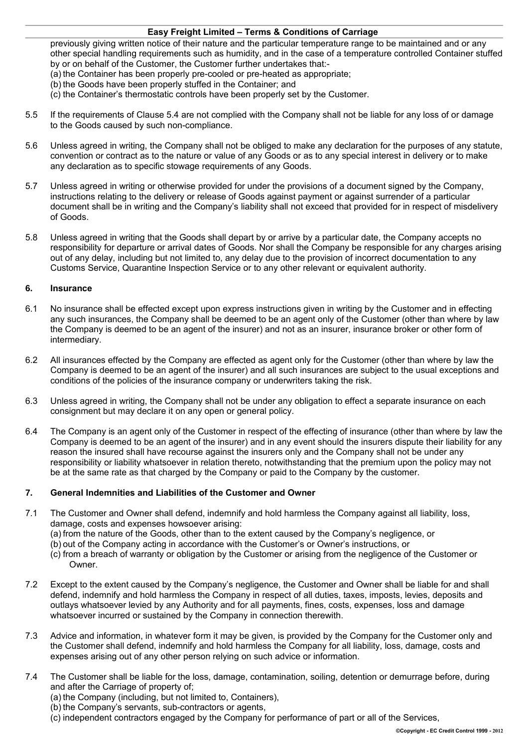previously giving written notice of their nature and the particular temperature range to be maintained and or any other special handling requirements such as humidity, and in the case of a temperature controlled Container stuffed by or on behalf of the Customer, the Customer further undertakes that:-

(a) the Container has been properly pre-cooled or pre-heated as appropriate;
(b) the Goods have been properly stuffed in the Container; and
(c) the Container's thermostatic controls have been properly set by the Customer.

5.5 If the requirements of Clause 5.4 are not complied with the Company shall not be liable for any loss of or damage to the Goods caused by such non-compliance.

5.6 Unless agreed in writing, the Company shall not be obliged to make any declaration for the purposes of any statute, convention or contract as to the nature or value of any Goods or as to any special interest in delivery or to make any declaration as to specific stowage requirements of any Goods.

5.7 Unless agreed in writing or otherwise provided for under the provisions of a document signed by the Company, instructions relating to the delivery or release of Goods against payment or against surrender of a particular document shall be in writing and the Company's liability shall not exceed that provided for in respect of misdelivery of Goods.

5.8 Unless agreed in writing that the Goods shall depart by or arrive by a particular date, the Company accepts no responsibility for departure or arrival dates of Goods. Nor shall the Company be responsible for any charges arising out of any delay, including but not limited to, any delay due to the provision of incorrect documentation to any Customs Service, Quarantine Inspection Service or to any other relevant or equivalent authority.

## 6. Insurance

6.1 No insurance shall be effected except upon express instructions given in writing by the Customer and in effecting any such insurances, the Company shall be deemed to be an agent only of the Customer (other than where by law the Company is deemed to be an agent of the insurer) and not as an insurer, insurance broker or other form of intermediary.

6.2 All insurances effected by the Company are effected as agent only for the Customer (other than where by law the Company is deemed to be an agent of the insurer) and all such insurances are subject to the usual exceptions and conditions of the policies of the insurance company or underwriters taking the risk.

6.3 Unless agreed in writing, the Company shall not be under any obligation to effect a separate insurance on each consignment but may declare it on any open or general policy.

6.4 The Company is an agent only of the Customer in respect of the effecting of insurance (other than where by law the Company is deemed to be an agent of the insurer) and in any event should the insurers dispute their liability for any reason the insured shall have recourse against the insurers only and the Company shall not be under any responsibility or liability whatsoever in relation thereto, notwithstanding that the premium upon the policy may not be at the same rate as that charged by the Company or paid to the Company by the customer.

## 7. General Indemnities and Liabilities of the Customer and Owner

7.1 The Customer and Owner shall defend, indemnify and hold harmless the Company against all liability, loss, damage, costs and expenses howsoever arising:

(a) from the nature of the Goods, other than to the extent caused by the Company's negligence, or
(b) out of the Company acting in accordance with the Customer's or Owner's instructions, or
(c) from a breach of warranty or obligation by the Customer or arising from the negligence of the Customer or Owner.

7.2 Except to the extent caused by the Company's negligence, the Customer and Owner shall be liable for and shall defend, indemnify and hold harmless the Company in respect of all duties, taxes, imposts, levies, deposits and outlays whatsoever levied by any Authority and for all payments, fines, costs, expenses, loss and damage whatsoever incurred or sustained by the Company in connection therewith.

7.3 Advice and information, in whatever form it may be given, is provided by the Company for the Customer only and the Customer shall defend, indemnify and hold harmless the Company for all liability, loss, damage, costs and expenses arising out of any other person relying on such advice or information.

7.4 The Customer shall be liable for the loss, damage, contamination, soiling, detention or demurrage before, during and after the Carriage of property of;

(a) the Company (including, but not limited to, Containers),
(b) the Company's servants, sub-contractors or agents,
(c) independent contractors engaged by the Company for performance of part or all of the Services,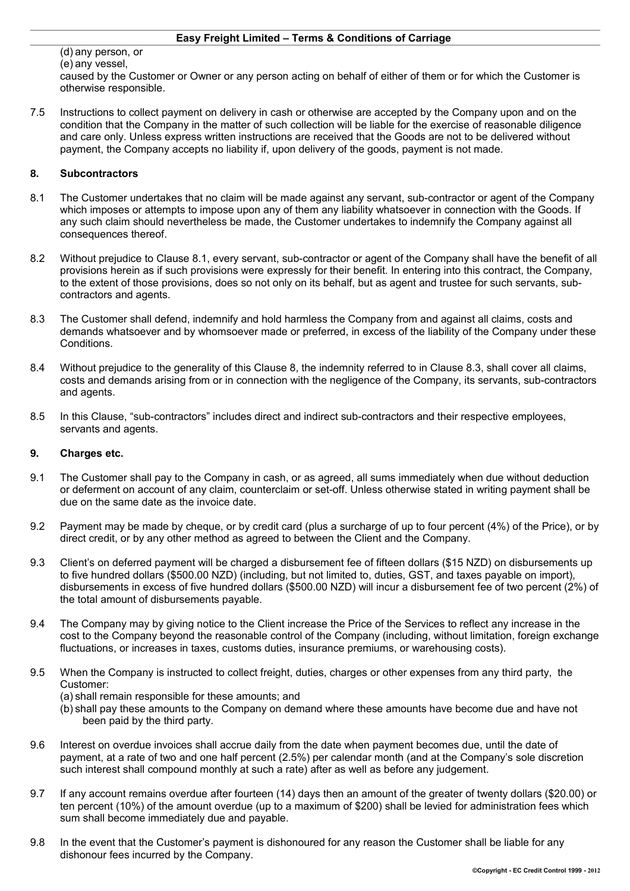(d) any person, or
(e) any vessel,

caused by the Customer or Owner or any person acting on behalf of either of them or for which the Customer is otherwise responsible.

7.5 Instructions to collect payment on delivery in cash or otherwise are accepted by the Company upon and on the condition that the Company in the matter of such collection will be liable for the exercise of reasonable diligence and care only. Unless express written instructions are received that the Goods are not to be delivered without payment, the Company accepts no liability if, upon delivery of the goods, payment is not made.

## 8. Subcontractors

8.1 The Customer undertakes that no claim will be made against any servant, sub-contractor or agent of the Company which imposes or attempts to impose upon any of them any liability whatsoever in connection with the Goods. If any such claim should nevertheless be made, the Customer undertakes to indemnify the Company against all consequences thereof.

8.2 Without prejudice to Clause 8.1, every servant, sub-contractor or agent of the Company shall have the benefit of all provisions herein as if such provisions were expressly for their benefit. In entering into this contract, the Company, to the extent of those provisions, does so not only on its behalf, but as agent and trustee for such servants, sub-contractors and agents.

8.3 The Customer shall defend, indemnify and hold harmless the Company from and against all claims, costs and demands whatsoever and by whomsoever made or preferred, in excess of the liability of the Company under these Conditions.

8.4 Without prejudice to the generality of this Clause 8, the indemnity referred to in Clause 8.3, shall cover all claims, costs and demands arising from or in connection with the negligence of the Company, its servants, sub-contractors and agents.

8.5 In this Clause, "sub-contractors" includes direct and indirect sub-contractors and their respective employees, servants and agents.

## 9. Charges etc.

9.1 The Customer shall pay to the Company in cash, or as agreed, all sums immediately when due without deduction or deferment on account of any claim, counterclaim or set-off. Unless otherwise stated in writing payment shall be due on the same date as the invoice date.

9.2 Payment may be made by cheque, or by credit card (plus a surcharge of up to four percent (4%) of the Price), or by direct credit, or by any other method as agreed to between the Client and the Company.

9.3 Client's on deferred payment will be charged a disbursement fee of fifteen dollars ($15 NZD) on disbursements up to five hundred dollars ($500.00 NZD) (including, but not limited to, duties, GST, and taxes payable on import), disbursements in excess of five hundred dollars ($500.00 NZD) will incur a disbursement fee of two percent (2%) of the total amount of disbursements payable.

9.4 The Company may by giving notice to the Client increase the Price of the Services to reflect any increase in the cost to the Company beyond the reasonable control of the Company (including, without limitation, foreign exchange fluctuations, or increases in taxes, customs duties, insurance premiums, or warehousing costs).

9.5 When the Company is instructed to collect freight, duties, charges or other expenses from any third party, the Customer:
(a) shall remain responsible for these amounts; and
(b) shall pay these amounts to the Company on demand where these amounts have become due and have not been paid by the third party.

9.6 Interest on overdue invoices shall accrue daily from the date when payment becomes due, until the date of payment, at a rate of two and one half percent (2.5%) per calendar month (and at the Company's sole discretion such interest shall compound monthly at such a rate) after as well as before any judgement.

9.7 If any account remains overdue after fourteen (14) days then an amount of the greater of twenty dollars ($20.00) or ten percent (10%) of the amount overdue (up to a maximum of $200) shall be levied for administration fees which sum shall become immediately due and payable.

9.8 In the event that the Customer's payment is dishonoured for any reason the Customer shall be liable for any dishonour fees incurred by the Company.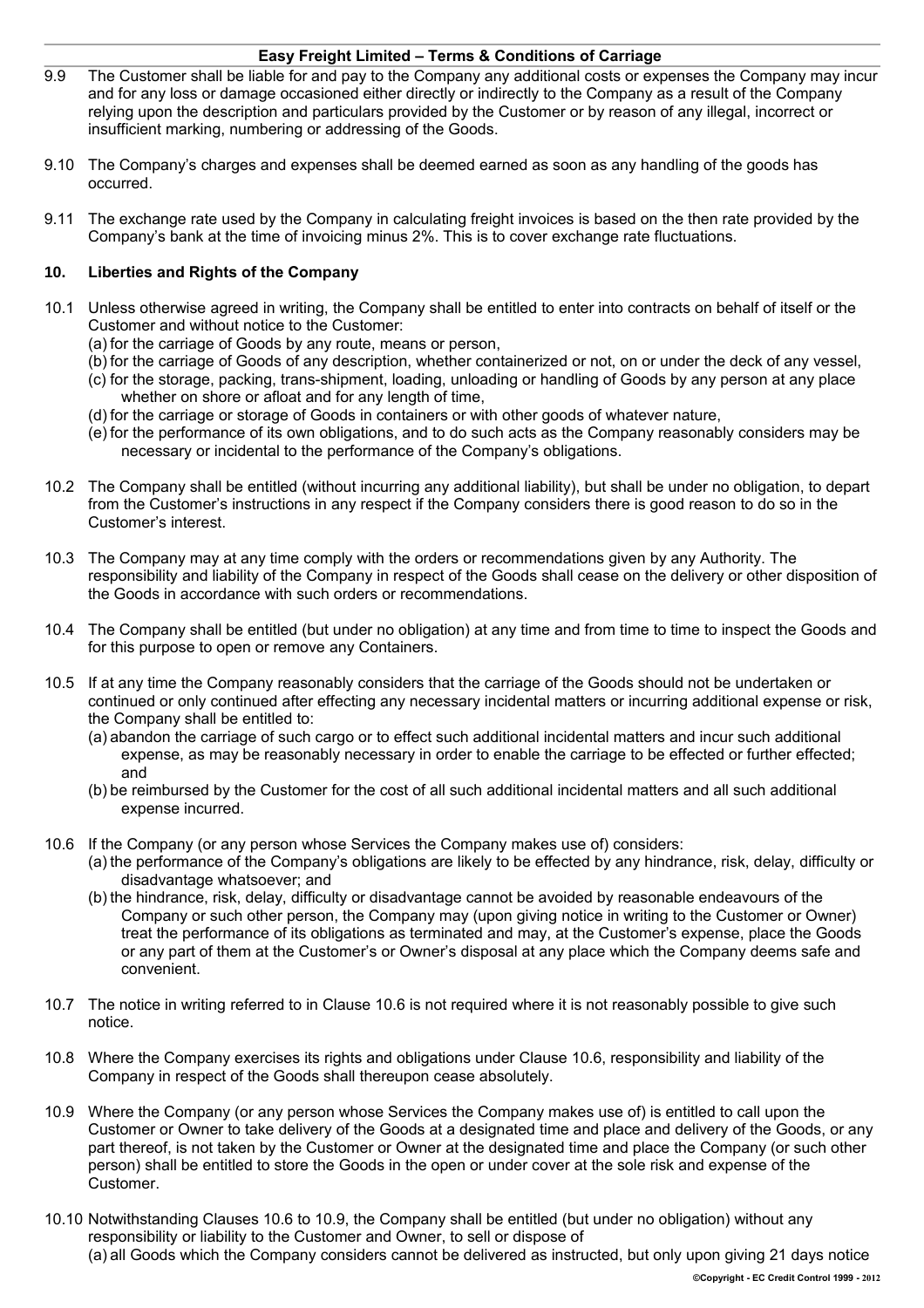9.9 The Customer shall be liable for and pay to the Company any additional costs or expenses the Company may incur and for any loss or damage occasioned either directly or indirectly to the Company as a result of the Company relying upon the description and particulars provided by the Customer or by reason of any illegal, incorrect or insufficient marking, numbering or addressing of the Goods.

9.10 The Company's charges and expenses shall be deemed earned as soon as any handling of the goods has occurred.

9.11 The exchange rate used by the Company in calculating freight invoices is based on the then rate provided by the Company's bank at the time of invoicing minus 2%. This is to cover exchange rate fluctuations.

## 10. Liberties and Rights of the Company

10.1 Unless otherwise agreed in writing, the Company shall be entitled to enter into contracts on behalf of itself or the Customer and without notice to the Customer:

(a) for the carriage of Goods by any route, means or person,

(b) for the carriage of Goods of any description, whether containerized or not, on or under the deck of any vessel,

(c) for the storage, packing, trans-shipment, loading, unloading or handling of Goods by any person at any place whether on shore or afloat and for any length of time,

(d) for the carriage or storage of Goods in containers or with other goods of whatever nature,

(e) for the performance of its own obligations, and to do such acts as the Company reasonably considers may be necessary or incidental to the performance of the Company's obligations.

10.2 The Company shall be entitled (without incurring any additional liability), but shall be under no obligation, to depart from the Customer's instructions in any respect if the Company considers there is good reason to do so in the Customer's interest.

10.3 The Company may at any time comply with the orders or recommendations given by any Authority. The responsibility and liability of the Company in respect of the Goods shall cease on the delivery or other disposition of the Goods in accordance with such orders or recommendations.

10.4 The Company shall be entitled (but under no obligation) at any time and from time to time to inspect the Goods and for this purpose to open or remove any Containers.

10.5 If at any time the Company reasonably considers that the carriage of the Goods should not be undertaken or continued or only continued after effecting any necessary incidental matters or incurring additional expense or risk, the Company shall be entitled to:

(a) abandon the carriage of such cargo or to effect such additional incidental matters and incur such additional expense, as may be reasonably necessary in order to enable the carriage to be effected or further effected; and

(b) be reimbursed by the Customer for the cost of all such additional incidental matters and all such additional expense incurred.

10.6 If the Company (or any person whose Services the Company makes use of) considers:

(a) the performance of the Company's obligations are likely to be effected by any hindrance, risk, delay, difficulty or disadvantage whatsoever; and

(b) the hindrance, risk, delay, difficulty or disadvantage cannot be avoided by reasonable endeavours of the Company or such other person, the Company may (upon giving notice in writing to the Customer or Owner) treat the performance of its obligations as terminated and may, at the Customer's expense, place the Goods or any part of them at the Customer's or Owner's disposal at any place which the Company deems safe and convenient.

10.7 The notice in writing referred to in Clause 10.6 is not required where it is not reasonably possible to give such notice.

10.8 Where the Company exercises its rights and obligations under Clause 10.6, responsibility and liability of the Company in respect of the Goods shall thereupon cease absolutely.

10.9 Where the Company (or any person whose Services the Company makes use of) is entitled to call upon the Customer or Owner to take delivery of the Goods at a designated time and place and delivery of the Goods, or any part thereof, is not taken by the Customer or Owner at the designated time and place the Company (or such other person) shall be entitled to store the Goods in the open or under cover at the sole risk and expense of the Customer.

10.10 Notwithstanding Clauses 10.6 to 10.9, the Company shall be entitled (but under no obligation) without any responsibility or liability to the Customer and Owner, to sell or dispose of

(a) all Goods which the Company considers cannot be delivered as instructed, but only upon giving 21 days notice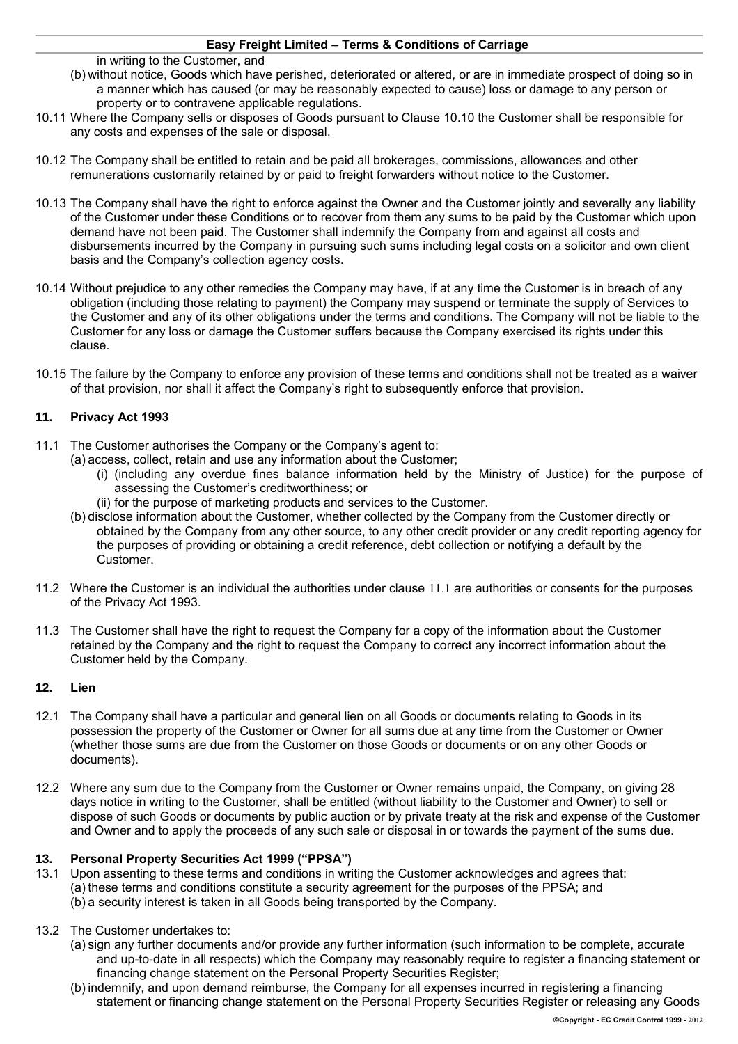in writing to the Customer, and

(b) without notice, Goods which have perished, deteriorated or altered, or are in immediate prospect of doing so in a manner which has caused (or may be reasonably expected to cause) loss or damage to any person or property or to contravene applicable regulations.

10.11 Where the Company sells or disposes of Goods pursuant to Clause 10.10 the Customer shall be responsible for any costs and expenses of the sale or disposal.

10.12 The Company shall be entitled to retain and be paid all brokerages, commissions, allowances and other remunerations customarily retained by or paid to freight forwarders without notice to the Customer.

10.13 The Company shall have the right to enforce against the Owner and the Customer jointly and severally any liability of the Customer under these Conditions or to recover from them any sums to be paid by the Customer which upon demand have not been paid. The Customer shall indemnify the Company from and against all costs and disbursements incurred by the Company in pursuing such sums including legal costs on a solicitor and own client basis and the Company's collection agency costs.

10.14 Without prejudice to any other remedies the Company may have, if at any time the Customer is in breach of any obligation (including those relating to payment) the Company may suspend or terminate the supply of Services to the Customer and any of its other obligations under the terms and conditions. The Company will not be liable to the Customer for any loss or damage the Customer suffers because the Company exercised its rights under this clause.

10.15 The failure by the Company to enforce any provision of these terms and conditions shall not be treated as a waiver of that provision, nor shall it affect the Company's right to subsequently enforce that provision.

## 11. Privacy Act 1993

11.1 The Customer authorises the Company or the Company's agent to:

(a) access, collect, retain and use any information about the Customer;

(i) (including any overdue fines balance information held by the Ministry of Justice) for the purpose of assessing the Customer's creditworthiness; or

(ii) for the purpose of marketing products and services to the Customer.

(b) disclose information about the Customer, whether collected by the Company from the Customer directly or obtained by the Company from any other source, to any other credit provider or any credit reporting agency for the purposes of providing or obtaining a credit reference, debt collection or notifying a default by the Customer.

11.2 Where the Customer is an individual the authorities under clause 11.1 are authorities or consents for the purposes of the Privacy Act 1993.

11.3 The Customer shall have the right to request the Company for a copy of the information about the Customer retained by the Company and the right to request the Company to correct any incorrect information about the Customer held by the Company.

## 12. Lien

12.1 The Company shall have a particular and general lien on all Goods or documents relating to Goods in its possession the property of the Customer or Owner for all sums due at any time from the Customer or Owner (whether those sums are due from the Customer on those Goods or documents or on any other Goods or documents).

12.2 Where any sum due to the Company from the Customer or Owner remains unpaid, the Company, on giving 28 days notice in writing to the Customer, shall be entitled (without liability to the Customer and Owner) to sell or dispose of such Goods or documents by public auction or by private treaty at the risk and expense of the Customer and Owner and to apply the proceeds of any such sale or disposal in or towards the payment of the sums due.

## 13. Personal Property Securities Act 1999 ("PPSA")

13.1 Upon assenting to these terms and conditions in writing the Customer acknowledges and agrees that:

(a) these terms and conditions constitute a security agreement for the purposes of the PPSA; and

(b) a security interest is taken in all Goods being transported by the Company.

13.2 The Customer undertakes to:

(a) sign any further documents and/or provide any further information (such information to be complete, accurate and up-to-date in all respects) which the Company may reasonably require to register a financing statement or financing change statement on the Personal Property Securities Register;

(b) indemnify, and upon demand reimburse, the Company for all expenses incurred in registering a financing statement or financing change statement on the Personal Property Securities Register or releasing any Goods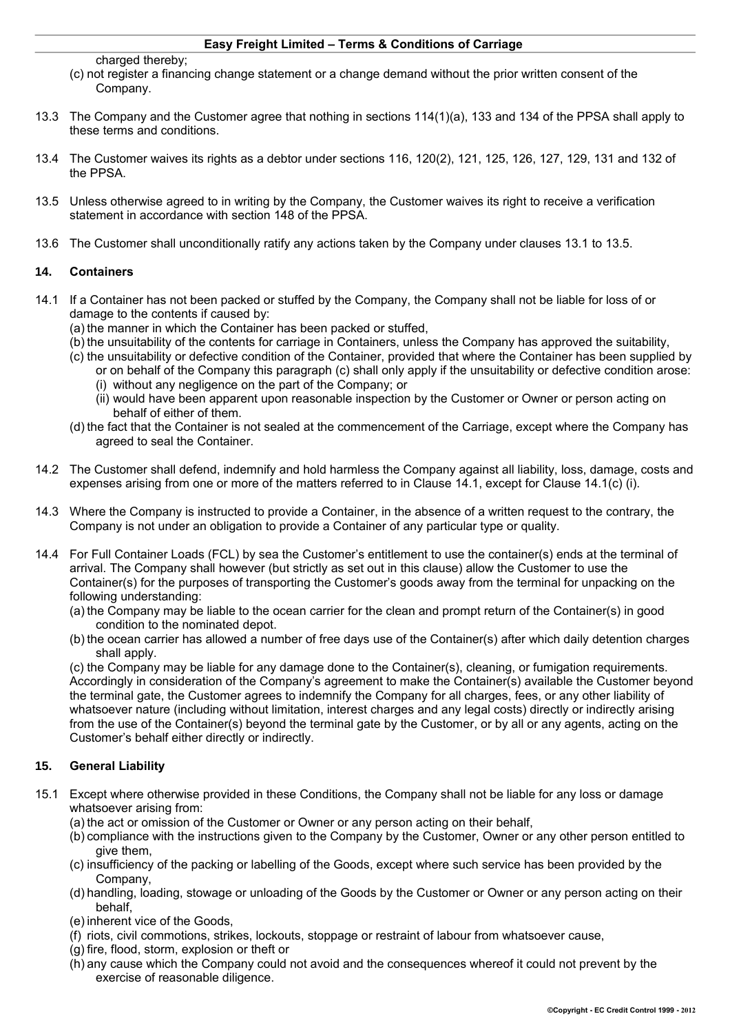charged thereby;

(c) not register a financing change statement or a change demand without the prior written consent of the Company.

13.3 The Company and the Customer agree that nothing in sections 114(1)(a), 133 and 134 of the PPSA shall apply to these terms and conditions.

13.4 The Customer waives its rights as a debtor under sections 116, 120(2), 121, 125, 126, 127, 129, 131 and 132 of the PPSA.

13.5 Unless otherwise agreed to in writing by the Company, the Customer waives its right to receive a verification statement in accordance with section 148 of the PPSA.

13.6 The Customer shall unconditionally ratify any actions taken by the Company under clauses 13.1 to 13.5.

## 14. Containers

14.1 If a Container has not been packed or stuffed by the Company, the Company shall not be liable for loss of or damage to the contents if caused by:

(a) the manner in which the Container has been packed or stuffed,

(b) the unsuitability of the contents for carriage in Containers, unless the Company has approved the suitability,

(c) the unsuitability or defective condition of the Container, provided that where the Container has been supplied by or on behalf of the Company this paragraph (c) shall only apply if the unsuitability or defective condition arose:

(i) without any negligence on the part of the Company; or

(ii) would have been apparent upon reasonable inspection by the Customer or Owner or person acting on behalf of either of them.

(d) the fact that the Container is not sealed at the commencement of the Carriage, except where the Company has agreed to seal the Container.

14.2 The Customer shall defend, indemnify and hold harmless the Company against all liability, loss, damage, costs and expenses arising from one or more of the matters referred to in Clause 14.1, except for Clause 14.1(c) (i).

14.3 Where the Company is instructed to provide a Container, in the absence of a written request to the contrary, the Company is not under an obligation to provide a Container of any particular type or quality.

14.4 For Full Container Loads (FCL) by sea the Customer's entitlement to use the container(s) ends at the terminal of arrival. The Company shall however (but strictly as set out in this clause) allow the Customer to use the Container(s) for the purposes of transporting the Customer's goods away from the terminal for unpacking on the following understanding:

(a) the Company may be liable to the ocean carrier for the clean and prompt return of the Container(s) in good condition to the nominated depot.

(b) the ocean carrier has allowed a number of free days use of the Container(s) after which daily detention charges shall apply.

(c) the Company may be liable for any damage done to the Container(s), cleaning, or fumigation requirements.

Accordingly in consideration of the Company's agreement to make the Container(s) available the Customer beyond the terminal gate, the Customer agrees to indemnify the Company for all charges, fees, or any other liability of whatsoever nature (including without limitation, interest charges and any legal costs) directly or indirectly arising from the use of the Container(s) beyond the terminal gate by the Customer, or by all or any agents, acting on the Customer's behalf either directly or indirectly.

## 15. General Liability

15.1 Except where otherwise provided in these Conditions, the Company shall not be liable for any loss or damage whatsoever arising from:

(a) the act or omission of the Customer or Owner or any person acting on their behalf,

(b) compliance with the instructions given to the Company by the Customer, Owner or any other person entitled to give them,

(c) insufficiency of the packing or labelling of the Goods, except where such service has been provided by the Company,

(d) handling, loading, stowage or unloading of the Goods by the Customer or Owner or any person acting on their behalf,

(e) inherent vice of the Goods,

(f) riots, civil commotions, strikes, lockouts, stoppage or restraint of labour from whatsoever cause,

(g) fire, flood, storm, explosion or theft or

(h) any cause which the Company could not avoid and the consequences whereof it could not prevent by the exercise of reasonable diligence.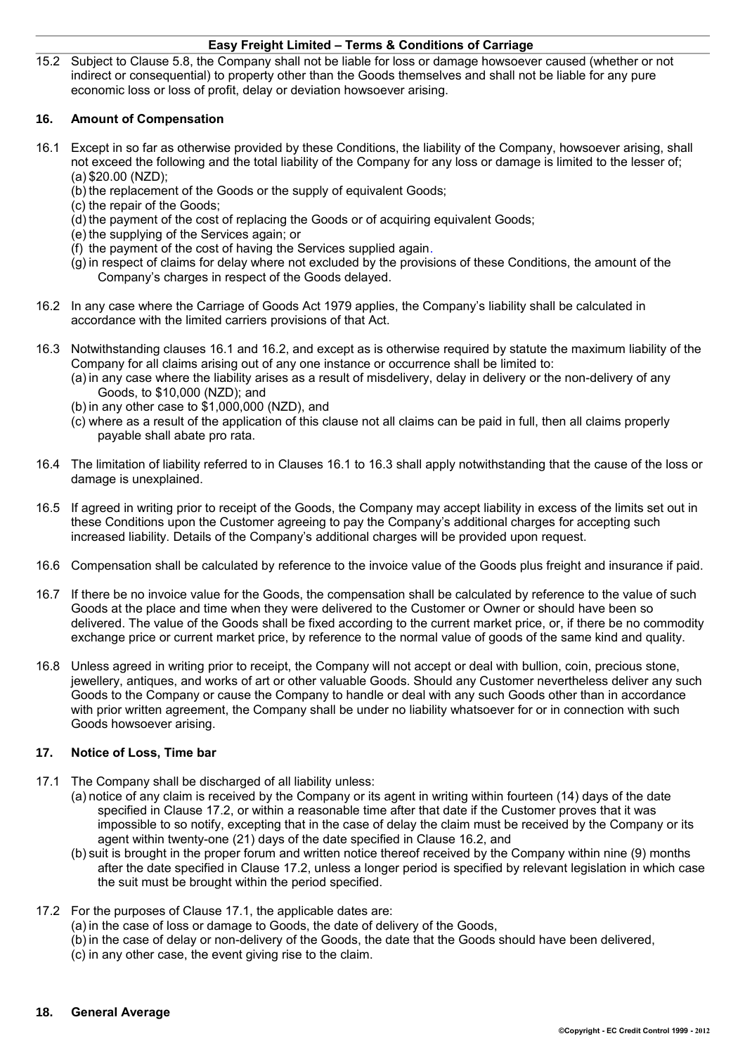15.2 Subject to Clause 5.8, the Company shall not be liable for loss or damage howsoever caused (whether or not indirect or consequential) to property other than the Goods themselves and shall not be liable for any pure economic loss or loss of profit, delay or deviation howsoever arising.

## 16. Amount of Compensation

16.1 Except in so far as otherwise provided by these Conditions, the liability of the Company, howsoever arising, shall not exceed the following and the total liability of the Company for any loss or damage is limited to the lesser of;

(a) $20.00 (NZD);

(b) the replacement of the Goods or the supply of equivalent Goods;

(c) the repair of the Goods;

(d) the payment of the cost of replacing the Goods or of acquiring equivalent Goods;

(e) the supplying of the Services again; or

(f) the payment of the cost of having the Services supplied again.

(g) in respect of claims for delay where not excluded by the provisions of these Conditions, the amount of the Company's charges in respect of the Goods delayed.

16.2 In any case where the Carriage of Goods Act 1979 applies, the Company's liability shall be calculated in accordance with the limited carriers provisions of that Act.

16.3 Notwithstanding clauses 16.1 and 16.2, and except as is otherwise required by statute the maximum liability of the Company for all claims arising out of any one instance or occurrence shall be limited to:

(a) in any case where the liability arises as a result of misdelivery, delay in delivery or the non-delivery of any Goods, to $10,000 (NZD); and

(b) in any other case to $1,000,000 (NZD), and

(c) where as a result of the application of this clause not all claims can be paid in full, then all claims properly payable shall abate pro rata.

16.4 The limitation of liability referred to in Clauses 16.1 to 16.3 shall apply notwithstanding that the cause of the loss or damage is unexplained.

16.5 If agreed in writing prior to receipt of the Goods, the Company may accept liability in excess of the limits set out in these Conditions upon the Customer agreeing to pay the Company's additional charges for accepting such increased liability. Details of the Company's additional charges will be provided upon request.

16.6 Compensation shall be calculated by reference to the invoice value of the Goods plus freight and insurance if paid.

16.7 If there be no invoice value for the Goods, the compensation shall be calculated by reference to the value of such Goods at the place and time when they were delivered to the Customer or Owner or should have been so delivered. The value of the Goods shall be fixed according to the current market price, or, if there be no commodity exchange price or current market price, by reference to the normal value of goods of the same kind and quality.

16.8 Unless agreed in writing prior to receipt, the Company will not accept or deal with bullion, coin, precious stone, jewellery, antiques, and works of art or other valuable Goods. Should any Customer nevertheless deliver any such Goods to the Company or cause the Company to handle or deal with any such Goods other than in accordance with prior written agreement, the Company shall be under no liability whatsoever for or in connection with such Goods howsoever arising.

## 17. Notice of Loss, Time bar

17.1 The Company shall be discharged of all liability unless:

(a) notice of any claim is received by the Company or its agent in writing within fourteen (14) days of the date specified in Clause 17.2, or within a reasonable time after that date if the Customer proves that it was impossible to so notify, excepting that in the case of delay the claim must be received by the Company or its agent within twenty-one (21) days of the date specified in Clause 16.2, and

(b) suit is brought in the proper forum and written notice thereof received by the Company within nine (9) months after the date specified in Clause 17.2, unless a longer period is specified by relevant legislation in which case the suit must be brought within the period specified.

17.2 For the purposes of Clause 17.1, the applicable dates are:

(a) in the case of loss or damage to Goods, the date of delivery of the Goods,

(b) in the case of delay or non-delivery of the Goods, the date that the Goods should have been delivered,

(c) in any other case, the event giving rise to the claim.

## 18. General Average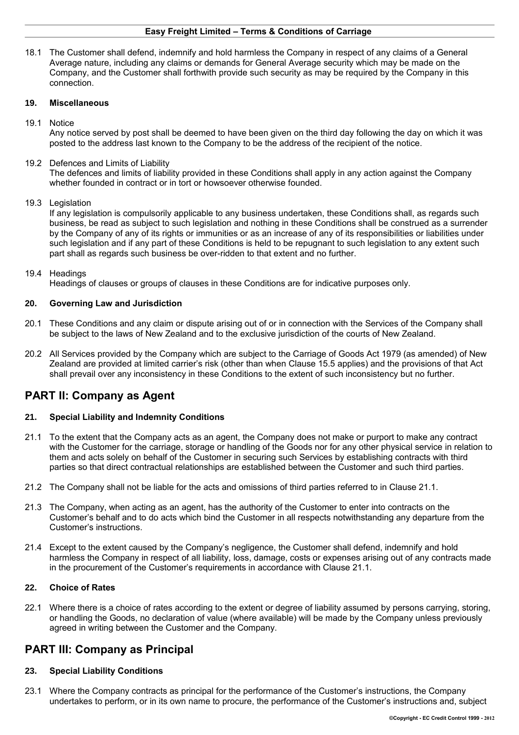18.1 The Customer shall defend, indemnify and hold harmless the Company in respect of any claims of a General Average nature, including any claims or demands for General Average security which may be made on the Company, and the Customer shall forthwith provide such security as may be required by the Company in this connection.

### 19. Miscellaneous

19.1 Notice
Any notice served by post shall be deemed to have been given on the third day following the day on which it was posted to the address last known to the Company to be the address of the recipient of the notice.

19.2 Defences and Limits of Liability
The defences and limits of liability provided in these Conditions shall apply in any action against the Company whether founded in contract or in tort or howsoever otherwise founded.

19.3 Legislation
If any legislation is compulsorily applicable to any business undertaken, these Conditions shall, as regards such business, be read as subject to such legislation and nothing in these Conditions shall be construed as a surrender by the Company of any of its rights or immunities or as an increase of any of its responsibilities or liabilities under such legislation and if any part of these Conditions is held to be repugnant to such legislation to any extent such part shall as regards such business be over-ridden to that extent and no further.

19.4 Headings
Headings of clauses or groups of clauses in these Conditions are for indicative purposes only.

### 20. Governing Law and Jurisdiction

20.1 These Conditions and any claim or dispute arising out of or in connection with the Services of the Company shall be subject to the laws of New Zealand and to the exclusive jurisdiction of the courts of New Zealand.

20.2 All Services provided by the Company which are subject to the Carriage of Goods Act 1979 (as amended) of New Zealand are provided at limited carrier's risk (other than when Clause 15.5 applies) and the provisions of that Act shall prevail over any inconsistency in these Conditions to the extent of such inconsistency but no further.

## PART II: Company as Agent

### 21. Special Liability and Indemnity Conditions

21.1 To the extent that the Company acts as an agent, the Company does not make or purport to make any contract with the Customer for the carriage, storage or handling of the Goods nor for any other physical service in relation to them and acts solely on behalf of the Customer in securing such Services by establishing contracts with third parties so that direct contractual relationships are established between the Customer and such third parties.

21.2 The Company shall not be liable for the acts and omissions of third parties referred to in Clause 21.1.

21.3 The Company, when acting as an agent, has the authority of the Customer to enter into contracts on the Customer's behalf and to do acts which bind the Customer in all respects notwithstanding any departure from the Customer's instructions.

21.4 Except to the extent caused by the Company's negligence, the Customer shall defend, indemnify and hold harmless the Company in respect of all liability, loss, damage, costs or expenses arising out of any contracts made in the procurement of the Customer's requirements in accordance with Clause 21.1.

### 22. Choice of Rates

22.1 Where there is a choice of rates according to the extent or degree of liability assumed by persons carrying, storing, or handling the Goods, no declaration of value (where available) will be made by the Company unless previously agreed in writing between the Customer and the Company.

## PART III: Company as Principal

### 23. Special Liability Conditions

23.1 Where the Company contracts as principal for the performance of the Customer's instructions, the Company undertakes to perform, or in its own name to procure, the performance of the Customer's instructions and, subject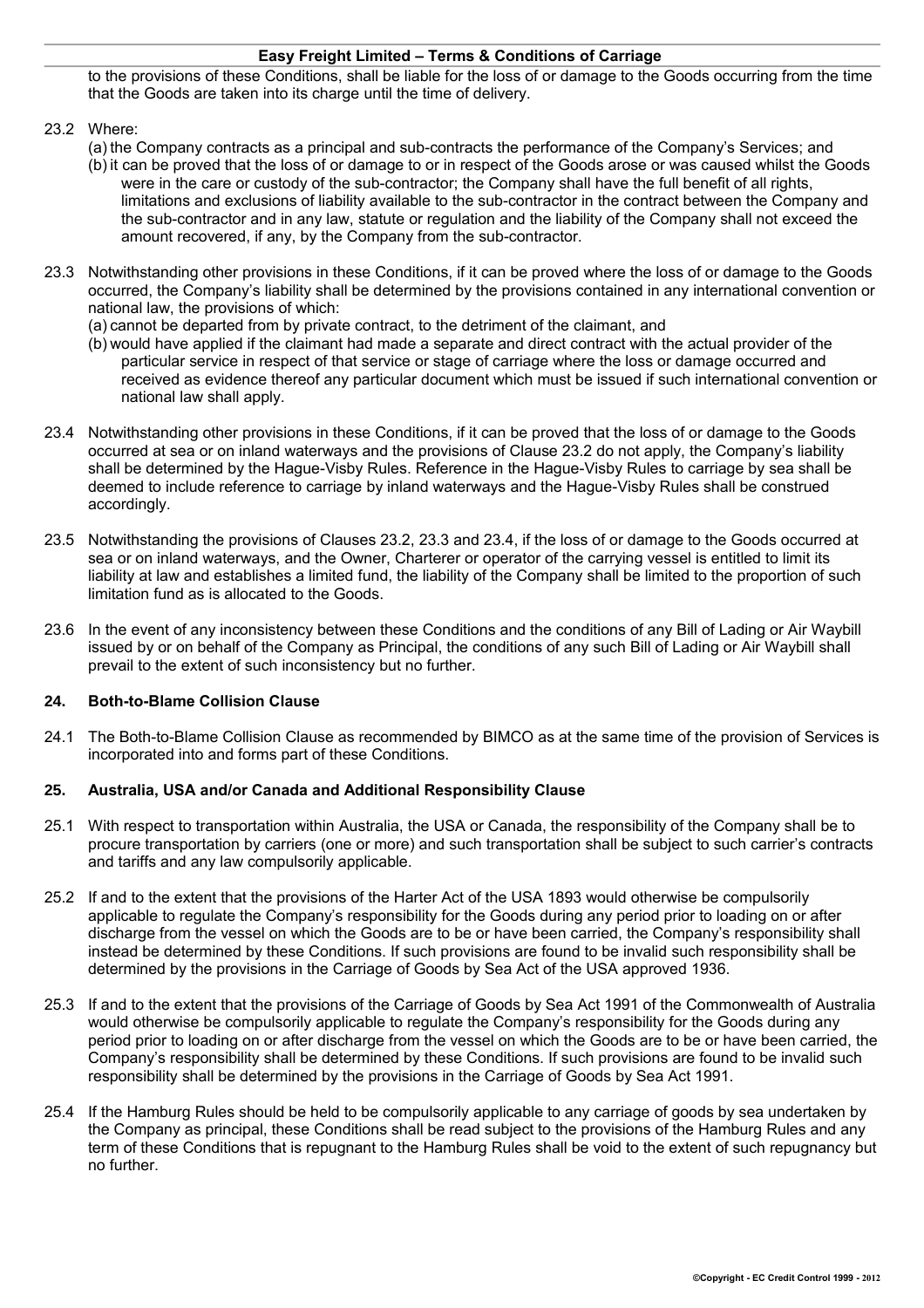to the provisions of these Conditions, shall be liable for the loss of or damage to the Goods occurring from the time that the Goods are taken into its charge until the time of delivery.

23.2 Where:

(a) the Company contracts as a principal and sub-contracts the performance of the Company's Services; and

(b) it can be proved that the loss of or damage to or in respect of the Goods arose or was caused whilst the Goods were in the care or custody of the sub-contractor; the Company shall have the full benefit of all rights, limitations and exclusions of liability available to the sub-contractor in the contract between the Company and the sub-contractor and in any law, statute or regulation and the liability of the Company shall not exceed the amount recovered, if any, by the Company from the sub-contractor.

23.3 Notwithstanding other provisions in these Conditions, if it can be proved where the loss of or damage to the Goods occurred, the Company's liability shall be determined by the provisions contained in any international convention or national law, the provisions of which:

(a) cannot be departed from by private contract, to the detriment of the claimant, and

(b) would have applied if the claimant had made a separate and direct contract with the actual provider of the particular service in respect of that service or stage of carriage where the loss or damage occurred and received as evidence thereof any particular document which must be issued if such international convention or national law shall apply.

23.4 Notwithstanding other provisions in these Conditions, if it can be proved that the loss of or damage to the Goods occurred at sea or on inland waterways and the provisions of Clause 23.2 do not apply, the Company's liability shall be determined by the Hague-Visby Rules. Reference in the Hague-Visby Rules to carriage by sea shall be deemed to include reference to carriage by inland waterways and the Hague-Visby Rules shall be construed accordingly.

23.5 Notwithstanding the provisions of Clauses 23.2, 23.3 and 23.4, if the loss of or damage to the Goods occurred at sea or on inland waterways, and the Owner, Charterer or operator of the carrying vessel is entitled to limit its liability at law and establishes a limited fund, the liability of the Company shall be limited to the proportion of such limitation fund as is allocated to the Goods.

23.6 In the event of any inconsistency between these Conditions and the conditions of any Bill of Lading or Air Waybill issued by or on behalf of the Company as Principal, the conditions of any such Bill of Lading or Air Waybill shall prevail to the extent of such inconsistency but no further.

## 24. Both-to-Blame Collision Clause

24.1 The Both-to-Blame Collision Clause as recommended by BIMCO as at the same time of the provision of Services is incorporated into and forms part of these Conditions.

## 25. Australia, USA and/or Canada and Additional Responsibility Clause

25.1 With respect to transportation within Australia, the USA or Canada, the responsibility of the Company shall be to procure transportation by carriers (one or more) and such transportation shall be subject to such carrier's contracts and tariffs and any law compulsorily applicable.

25.2 If and to the extent that the provisions of the Harter Act of the USA 1893 would otherwise be compulsorily applicable to regulate the Company's responsibility for the Goods during any period prior to loading on or after discharge from the vessel on which the Goods are to be or have been carried, the Company's responsibility shall instead be determined by these Conditions. If such provisions are found to be invalid such responsibility shall be determined by the provisions in the Carriage of Goods by Sea Act of the USA approved 1936.

25.3 If and to the extent that the provisions of the Carriage of Goods by Sea Act 1991 of the Commonwealth of Australia would otherwise be compulsorily applicable to regulate the Company's responsibility for the Goods during any period prior to loading on or after discharge from the vessel on which the Goods are to be or have been carried, the Company's responsibility shall be determined by these Conditions. If such provisions are found to be invalid such responsibility shall be determined by the provisions in the Carriage of Goods by Sea Act 1991.

25.4 If the Hamburg Rules should be held to be compulsorily applicable to any carriage of goods by sea undertaken by the Company as principal, these Conditions shall be read subject to the provisions of the Hamburg Rules and any term of these Conditions that is repugnant to the Hamburg Rules shall be void to the extent of such repugnancy but no further.